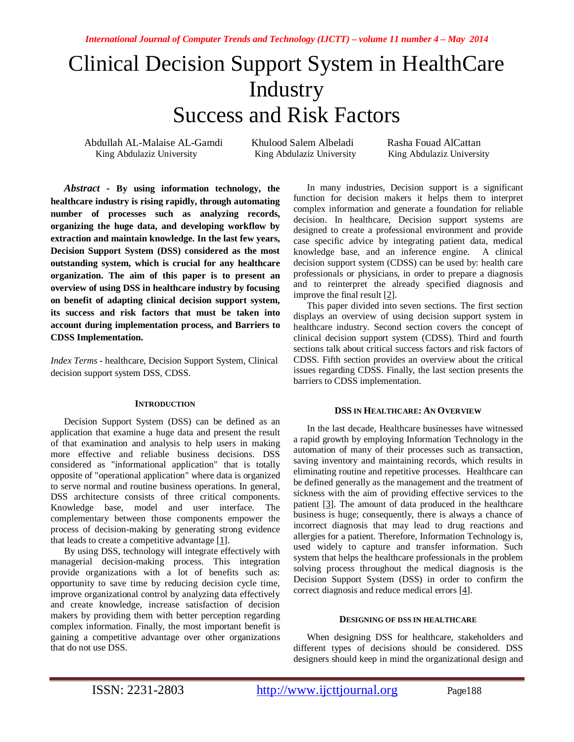# Clinical Decision Support System in HealthCare Industry
# Success and Risk Factors

Abdullah AL-Malaise AL-Gamdi
King Abdulaziz University

Khulood Salem Albeladi
King Abdulaziz University

Rasha Fouad AlCattan
King Abdulaziz University

***Abstract*** **- By using information technology, the healthcare industry is rising rapidly, through automating number of processes such as analyzing records, organizing the huge data, and developing workflow by extraction and maintain knowledge. In the last few years, Decision Support System (DSS) considered as the most outstanding system, which is crucial for any healthcare organization. The aim of this paper is to present an overview of using DSS in healthcare industry by focusing on benefit of adapting clinical decision support system, its success and risk factors that must be taken into account during implementation process, and Barriers to CDSS Implementation.**

*Index Terms* - healthcare, Decision Support System, Clinical decision support system DSS, CDSS.

## INTRODUCTION

Decision Support System (DSS) can be defined as an application that examine a huge data and present the result of that examination and analysis to help users in making more effective and reliable business decisions. DSS considered as "informational application" that is totally opposite of "operational application" where data is organized to serve normal and routine business operations. In general, DSS architecture consists of three critical components. Knowledge base, model and user interface. The complementary between those components empower the process of decision-making by generating strong evidence that leads to create a competitive advantage [1].

By using DSS, technology will integrate effectively with managerial decision-making process. This integration provide organizations with a lot of benefits such as: opportunity to save time by reducing decision cycle time, improve organizational control by analyzing data effectively and create knowledge, increase satisfaction of decision makers by providing them with better perception regarding complex information. Finally, the most important benefit is gaining a competitive advantage over other organizations that do not use DSS.

In many industries, Decision support is a significant function for decision makers it helps them to interpret complex information and generate a foundation for reliable decision. In healthcare, Decision support systems are designed to create a professional environment and provide case specific advice by integrating patient data, medical knowledge base, and an inference engine. A clinical decision support system (CDSS) can be used by: health care professionals or physicians, in order to prepare a diagnosis and to reinterpret the already specified diagnosis and improve the final result [2].

This paper divided into seven sections. The first section displays an overview of using decision support system in healthcare industry. Second section covers the concept of clinical decision support system (CDSS). Third and fourth sections talk about critical success factors and risk factors of CDSS. Fifth section provides an overview about the critical issues regarding CDSS. Finally, the last section presents the barriers to CDSS implementation.

## DSS IN HEALTHCARE: AN OVERVIEW

In the last decade, Healthcare businesses have witnessed a rapid growth by employing Information Technology in the automation of many of their processes such as transaction, saving inventory and maintaining records, which results in eliminating routine and repetitive processes. Healthcare can be defined generally as the management and the treatment of sickness with the aim of providing effective services to the patient [3]. The amount of data produced in the healthcare business is huge; consequently, there is always a chance of incorrect diagnosis that may lead to drug reactions and allergies for a patient. Therefore, Information Technology is, used widely to capture and transfer information. Such system that helps the healthcare professionals in the problem solving process throughout the medical diagnosis is the Decision Support System (DSS) in order to confirm the correct diagnosis and reduce medical errors [4].

## DESIGNING OF DSS IN HEALTHCARE

When designing DSS for healthcare, stakeholders and different types of decisions should be considered. DSS designers should keep in mind the organizational design and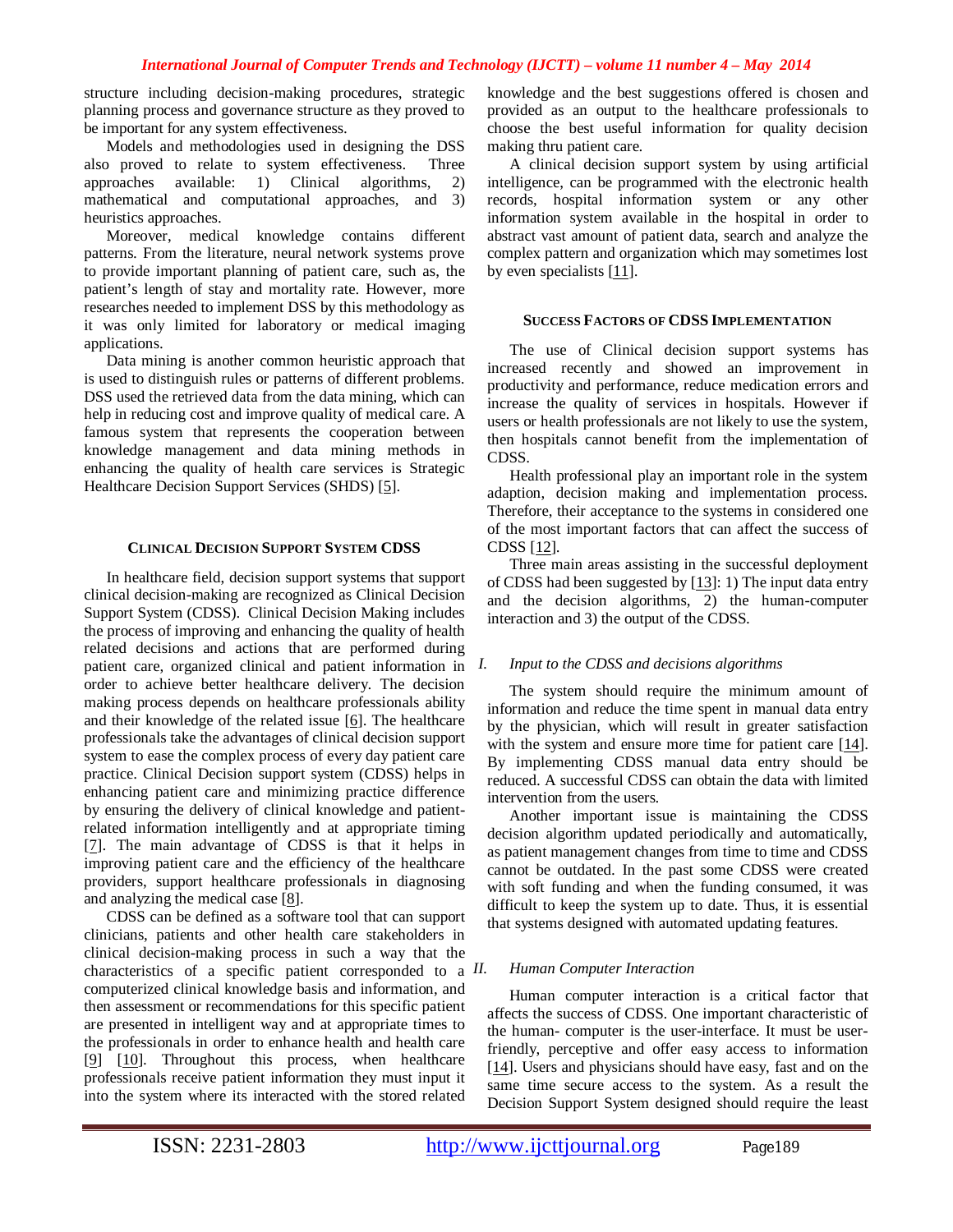structure including decision-making procedures, strategic planning process and governance structure as they proved to be important for any system effectiveness.

Models and methodologies used in designing the DSS also proved to relate to system effectiveness. Three approaches available: 1) Clinical algorithms, 2) mathematical and computational approaches, and 3) heuristics approaches.

Moreover, medical knowledge contains different patterns. From the literature, neural network systems prove to provide important planning of patient care, such as, the patient's length of stay and mortality rate. However, more researches needed to implement DSS by this methodology as it was only limited for laboratory or medical imaging applications.

Data mining is another common heuristic approach that is used to distinguish rules or patterns of different problems. DSS used the retrieved data from the data mining, which can help in reducing cost and improve quality of medical care. A famous system that represents the cooperation between knowledge management and data mining methods in enhancing the quality of health care services is Strategic Healthcare Decision Support Services (SHDS) [5].

## Clinical Decision Support System CDSS

In healthcare field, decision support systems that support clinical decision-making are recognized as Clinical Decision Support System (CDSS). Clinical Decision Making includes the process of improving and enhancing the quality of health related decisions and actions that are performed during patient care, organized clinical and patient information in order to achieve better healthcare delivery. The decision making process depends on healthcare professionals ability and their knowledge of the related issue [6]. The healthcare professionals take the advantages of clinical decision support system to ease the complex process of every day patient care practice. Clinical Decision support system (CDSS) helps in enhancing patient care and minimizing practice difference by ensuring the delivery of clinical knowledge and patient-related information intelligently and at appropriate timing [7]. The main advantage of CDSS is that it helps in improving patient care and the efficiency of the healthcare providers, support healthcare professionals in diagnosing and analyzing the medical case [8].

CDSS can be defined as a software tool that can support clinicians, patients and other health care stakeholders in clinical decision-making process in such a way that the characteristics of a specific patient corresponded to a computerized clinical knowledge basis and information, and then assessment or recommendations for this specific patient are presented in intelligent way and at appropriate times to the professionals in order to enhance health and health care [9] [10]. Throughout this process, when healthcare professionals receive patient information they must input it into the system where its interacted with the stored related knowledge and the best suggestions offered is chosen and provided as an output to the healthcare professionals to choose the best useful information for quality decision making thru patient care.

A clinical decision support system by using artificial intelligence, can be programmed with the electronic health records, hospital information system or any other information system available in the hospital in order to abstract vast amount of patient data, search and analyze the complex pattern and organization which may sometimes lost by even specialists [11].

## Success Factors of CDSS Implementation

The use of Clinical decision support systems has increased recently and showed an improvement in productivity and performance, reduce medication errors and increase the quality of services in hospitals. However if users or health professionals are not likely to use the system, then hospitals cannot benefit from the implementation of CDSS.

Health professional play an important role in the system adaption, decision making and implementation process. Therefore, their acceptance to the systems in considered one of the most important factors that can affect the success of CDSS [12].

Three main areas assisting in the successful deployment of CDSS had been suggested by [13]: 1) The input data entry and the decision algorithms, 2) the human-computer interaction and 3) the output of the CDSS.

### *I. Input to the CDSS and decisions algorithms*

The system should require the minimum amount of information and reduce the time spent in manual data entry by the physician, which will result in greater satisfaction with the system and ensure more time for patient care [14]. By implementing CDSS manual data entry should be reduced. A successful CDSS can obtain the data with limited intervention from the users.

Another important issue is maintaining the CDSS decision algorithm updated periodically and automatically, as patient management changes from time to time and CDSS cannot be outdated. In the past some CDSS were created with soft funding and when the funding consumed, it was difficult to keep the system up to date. Thus, it is essential that systems designed with automated updating features.

### *II. Human Computer Interaction*

Human computer interaction is a critical factor that affects the success of CDSS. One important characteristic of the human- computer is the user-interface. It must be user-friendly, perceptive and offer easy access to information [14]. Users and physicians should have easy, fast and on the same time secure access to the system. As a result the Decision Support System designed should require the least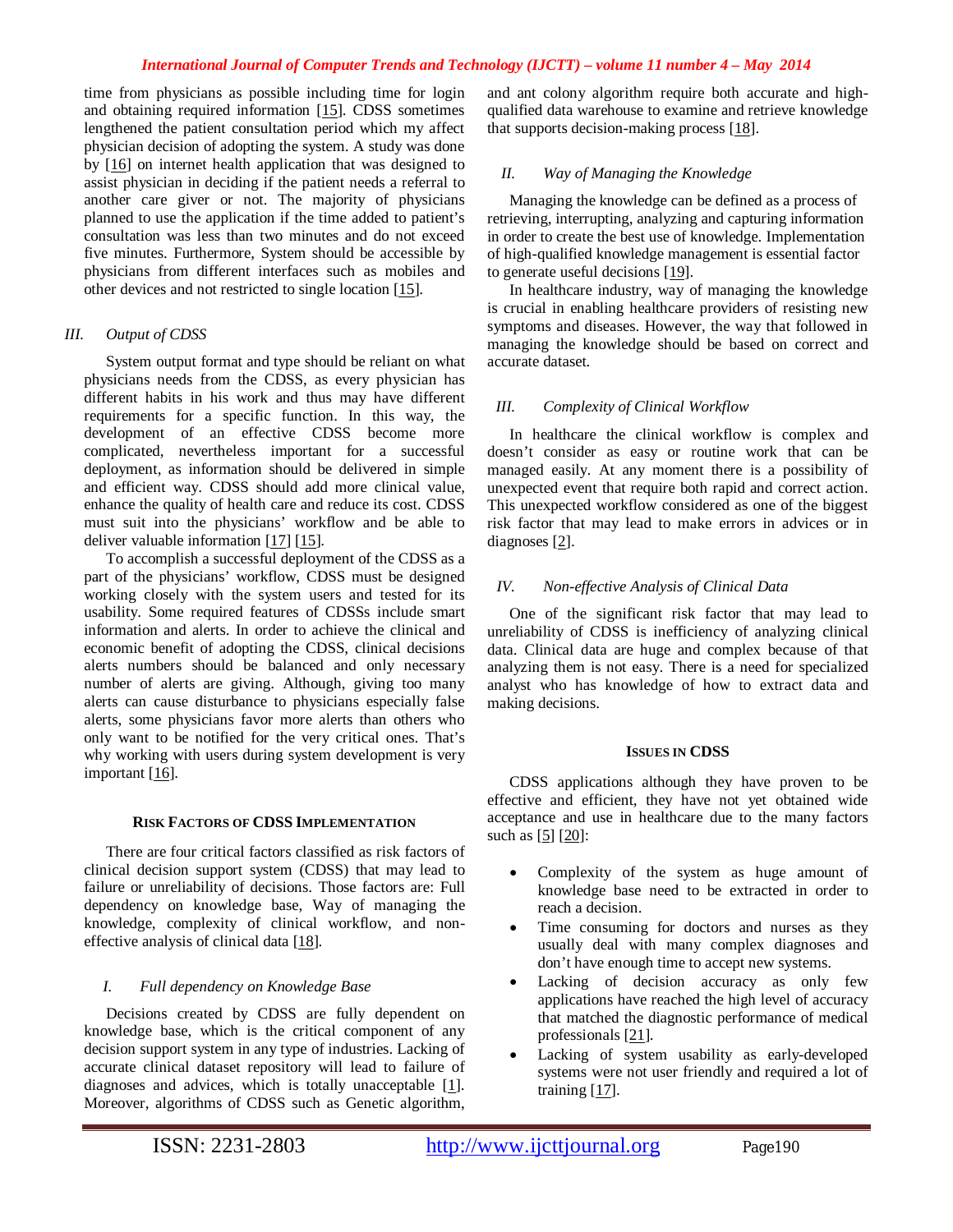time from physicians as possible including time for login and obtaining required information [15]. CDSS sometimes lengthened the patient consultation period which my affect physician decision of adopting the system. A study was done by [16] on internet health application that was designed to assist physician in deciding if the patient needs a referral to another care giver or not. The majority of physicians planned to use the application if the time added to patient's consultation was less than two minutes and do not exceed five minutes. Furthermore, System should be accessible by physicians from different interfaces such as mobiles and other devices and not restricted to single location [15].

### *III. Output of CDSS*

System output format and type should be reliant on what physicians needs from the CDSS, as every physician has different habits in his work and thus may have different requirements for a specific function. In this way, the development of an effective CDSS become more complicated, nevertheless important for a successful deployment, as information should be delivered in simple and efficient way. CDSS should add more clinical value, enhance the quality of health care and reduce its cost. CDSS must suit into the physicians' workflow and be able to deliver valuable information [17] [15].

To accomplish a successful deployment of the CDSS as a part of the physicians' workflow, CDSS must be designed working closely with the system users and tested for its usability. Some required features of CDSSs include smart information and alerts. In order to achieve the clinical and economic benefit of adopting the CDSS, clinical decisions alerts numbers should be balanced and only necessary number of alerts are giving. Although, giving too many alerts can cause disturbance to physicians especially false alerts, some physicians favor more alerts than others who only want to be notified for the very critical ones. That's why working with users during system development is very important [16].

## RISK FACTORS OF CDSS IMPLEMENTATION

There are four critical factors classified as risk factors of clinical decision support system (CDSS) that may lead to failure or unreliability of decisions. Those factors are: Full dependency on knowledge base, Way of managing the knowledge, complexity of clinical workflow, and non-effective analysis of clinical data [18].

### *I. Full dependency on Knowledge Base*

Decisions created by CDSS are fully dependent on knowledge base, which is the critical component of any decision support system in any type of industries. Lacking of accurate clinical dataset repository will lead to failure of diagnoses and advices, which is totally unacceptable [1]. Moreover, algorithms of CDSS such as Genetic algorithm, and ant colony algorithm require both accurate and high-qualified data warehouse to examine and retrieve knowledge that supports decision-making process [18].

### *II. Way of Managing the Knowledge*

Managing the knowledge can be defined as a process of retrieving, interrupting, analyzing and capturing information in order to create the best use of knowledge. Implementation of high-qualified knowledge management is essential factor to generate useful decisions [19].

In healthcare industry, way of managing the knowledge is crucial in enabling healthcare providers of resisting new symptoms and diseases. However, the way that followed in managing the knowledge should be based on correct and accurate dataset.

### *III. Complexity of Clinical Workflow*

In healthcare the clinical workflow is complex and doesn't consider as easy or routine work that can be managed easily. At any moment there is a possibility of unexpected event that require both rapid and correct action. This unexpected workflow considered as one of the biggest risk factor that may lead to make errors in advices or in diagnoses [2].

### *IV. Non-effective Analysis of Clinical Data*

One of the significant risk factor that may lead to unreliability of CDSS is inefficiency of analyzing clinical data. Clinical data are huge and complex because of that analyzing them is not easy. There is a need for specialized analyst who has knowledge of how to extract data and making decisions.

## ISSUES IN CDSS

CDSS applications although they have proven to be effective and efficient, they have not yet obtained wide acceptance and use in healthcare due to the many factors such as [5] [20]:

- Complexity of the system as huge amount of knowledge base need to be extracted in order to reach a decision.
- Time consuming for doctors and nurses as they usually deal with many complex diagnoses and don't have enough time to accept new systems.
- Lacking of decision accuracy as only few applications have reached the high level of accuracy that matched the diagnostic performance of medical professionals [21].
- Lacking of system usability as early-developed systems were not user friendly and required a lot of training [17].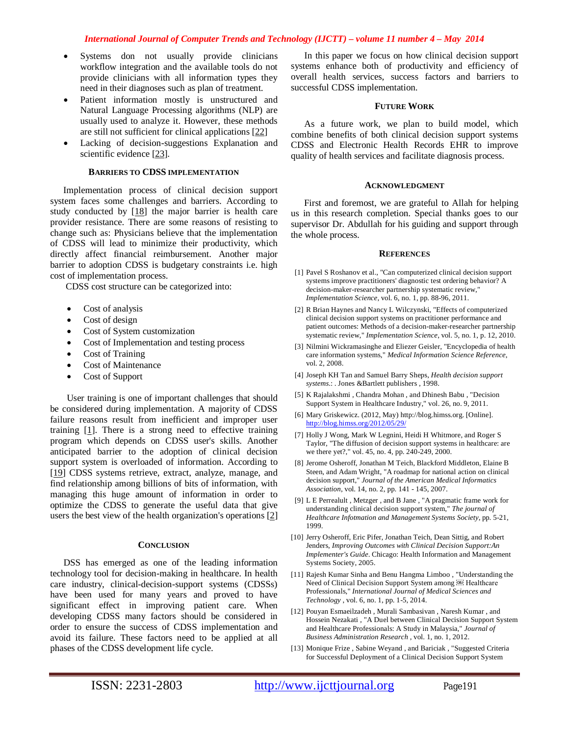- Systems don not usually provide clinicians workflow integration and the available tools do not provide clinicians with all information types they need in their diagnoses such as plan of treatment.
- Patient information mostly is unstructured and Natural Language Processing algorithms (NLP) are usually used to analyze it. However, these methods are still not sufficient for clinical applications [22]
- Lacking of decision-suggestions Explanation and scientific evidence [23].

### Barriers to CDSS implementation

Implementation process of clinical decision support system faces some challenges and barriers. According to study conducted by [18] the major barrier is health care provider resistance. There are some reasons of resisting to change such as: Physicians believe that the implementation of CDSS will lead to minimize their productivity, which directly affect financial reimbursement. Another major barrier to adoption CDSS is budgetary constraints i.e. high cost of implementation process.

CDSS cost structure can be categorized into:

- Cost of analysis
- Cost of design
- Cost of System customization
- Cost of Implementation and testing process
- Cost of Training
- Cost of Maintenance
- Cost of Support

User training is one of important challenges that should be considered during implementation. A majority of CDSS failure reasons result from inefficient and improper user training [1]. There is a strong need to effective training program which depends on CDSS user's skills. Another anticipated barrier to the adoption of clinical decision support system is overloaded of information. According to [19] CDSS systems retrieve, extract, analyze, manage, and find relationship among billions of bits of information, with managing this huge amount of information in order to optimize the CDSS to generate the useful data that give users the best view of the health organization's operations [2]

### Conclusion

DSS has emerged as one of the leading information technology tool for decision-making in healthcare. In health care industry, clinical-decision-support systems (CDSSs) have been used for many years and proved to have significant effect in improving patient care. When developing CDSS many factors should be considered in order to ensure the success of CDSS implementation and avoid its failure. These factors need to be applied at all phases of the CDSS development life cycle.

In this paper we focus on how clinical decision support systems enhance both of productivity and efficiency of overall health services, success factors and barriers to successful CDSS implementation.

### Future Work

As a future work, we plan to build model, which combine benefits of both clinical decision support systems CDSS and Electronic Health Records EHR to improve quality of health services and facilitate diagnosis process.

### Acknowledgment

First and foremost, we are grateful to Allah for helping us in this research completion. Special thanks goes to our supervisor Dr. Abdullah for his guiding and support through the whole process.

### References

[1] Pavel S Roshanov et al., "Can computerized clinical decision support systems improve practitioners' diagnostic test ordering behavior? A decision-maker-researcher partnership systematic review," *Implementation Science*, vol. 6, no. 1, pp. 88-96, 2011.

[2] R Brian Haynes and Nancy L Wilczynski, "Effects of computerized clinical decision support systems on practitioner performance and patient outcomes: Methods of a decision-maker-researcher partnership systematic review," *Implementation Science*, vol. 5, no. 1, p. 12, 2010.

[3] Nilmini Wickramasinghe and Eliezer Geisler, "Encyclopedia of health care information systems," *Medical Information Science Reference*, vol. 2, 2008.

[4] Joseph KH Tan and Samuel Barry Sheps, *Health decision support systems*.: . Jones &Bartlett publishers , 1998.

[5] K Rajalakshmi , Chandra Mohan , and Dhinesh Babu , "Decision Support System in Healthcare Industry," vol. 26, no. 9, 2011.

[6] Mary Griskewicz. (2012, May) http://blog.himss.org. [Online]. http://blog.himss.org/2012/05/29/

[7] Holly J Wong, Mark W Legnini, Heidi H Whitmore, and Roger S Taylor, "The diffusion of decision support systems in healthcare: are we there yet?," vol. 45, no. 4, pp. 240-249, 2000.

[8] Jerome Osheroff, Jonathan M Teich, Blackford Middleton, Elaine B Steen, and Adam Wright, "A roadmap for national action on clinical decision support," *Journal of the American Medical Informatics Association*, vol. 14, no. 2, pp. 141 - 145, 2007.

[9] L E Perrealult , Metzger , and B Jane , "A pragmatic frame work for understanding clinical decision support system," *The journal of Healthcare Infotmation and Management Systems Society*, pp. 5-21, 1999.

[10] Jerry Osheroff, Eric Pifer, Jonathan Teich, Dean Sittig, and Robert Jenders, *Improving Outcomes with Clinical Decision Support:An Implementer's Guide*. Chicago: Health Information and Management Systems Society, 2005.

[11] Rajesh Kumar Sinha and Benu Hangma Limboo , "Understanding the Need of Clinical Decision Support System among Healthcare Professionals," *International Journal of Medical Sciences and Technology* , vol. 6, no. 1, pp. 1-5, 2014.

[12] Pouyan Esmaeilzadeh , Murali Sambasivan , Naresh Kumar , and Hossein Nezakati , "A Duel between Clinical Decision Support System and Healthcare Professionals: A Study in Malaysia," *Journal of Business Administration Research* , vol. 1, no. 1, 2012.

[13] Monique Frize , Sabine Weyand , and Bariciak , "Suggested Criteria for Successful Deployment of a Clinical Decision Support System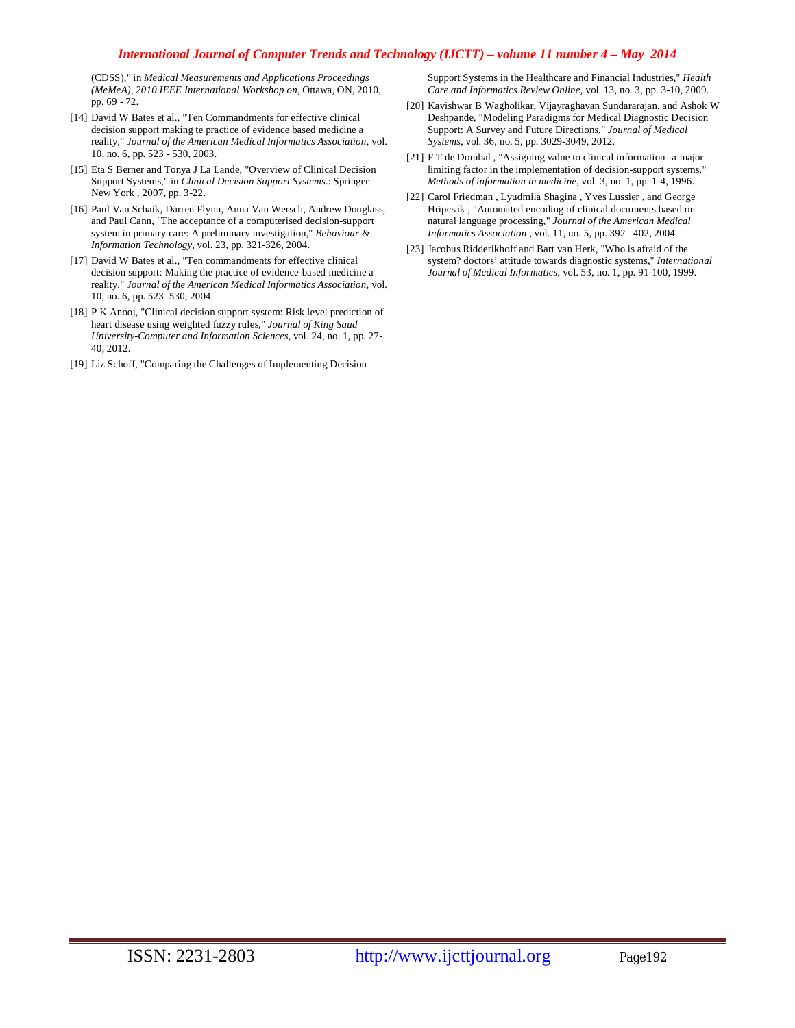(CDSS)," in *Medical Measurements and Applications Proceedings (MeMeA), 2010 IEEE International Workshop on*, Ottawa, ON, 2010, pp. 69 - 72.

[14] David W Bates et al., "Ten Commandments for effective clinical decision support making te practice of evidence based medicine a reality," *Journal of the American Medical Informatics Association*, vol. 10, no. 6, pp. 523 - 530, 2003.

[15] Eta S Berner and Tonya J La Lande, "Overview of Clinical Decision Support Systems," in *Clinical Decision Support Systems*.: Springer New York , 2007, pp. 3-22.

[16] Paul Van Schaik, Darren Flynn, Anna Van Wersch, Andrew Douglass, and Paul Cann, "The acceptance of a computerised decision-support system in primary care: A preliminary investigation," *Behaviour & Information Technology*, vol. 23, pp. 321-326, 2004.

[17] David W Bates et al., "Ten commandments for effective clinical decision support: Making the practice of evidence-based medicine a reality," *Journal of the American Medical Informatics Association*, vol. 10, no. 6, pp. 523–530, 2004.

[18] P K Anooj, "Clinical decision support system: Risk level prediction of heart disease using weighted fuzzy rules," *Journal of King Saud University-Computer and Information Sciences*, vol. 24, no. 1, pp. 27-40, 2012.

[19] Liz Schoff, "Comparing the Challenges of Implementing Decision Support Systems in the Healthcare and Financial Industries," *Health Care and Informatics Review Online*, vol. 13, no. 3, pp. 3-10, 2009.

[20] Kavishwar B Wagholikar, Vijayraghavan Sundararajan, and Ashok W Deshpande, "Modeling Paradigms for Medical Diagnostic Decision Support: A Survey and Future Directions," *Journal of Medical Systems*, vol. 36, no. 5, pp. 3029-3049, 2012.

[21] F T de Dombal , "Assigning value to clinical information--a major limiting factor in the implementation of decision-support systems," *Methods of information in medicine*, vol. 3, no. 1, pp. 1-4, 1996.

[22] Carol Friedman , Lyudmila Shagina , Yves Lussier , and George Hripcsak , "Automated encoding of clinical documents based on natural language processing," *Journal of the American Medical Informatics Association* , vol. 11, no. 5, pp. 392– 402, 2004.

[23] Jacobus Ridderikhoff and Bart van Herk, "Who is afraid of the system? doctors' attitude towards diagnostic systems," *International Journal of Medical Informatics*, vol. 53, no. 1, pp. 91-100, 1999.